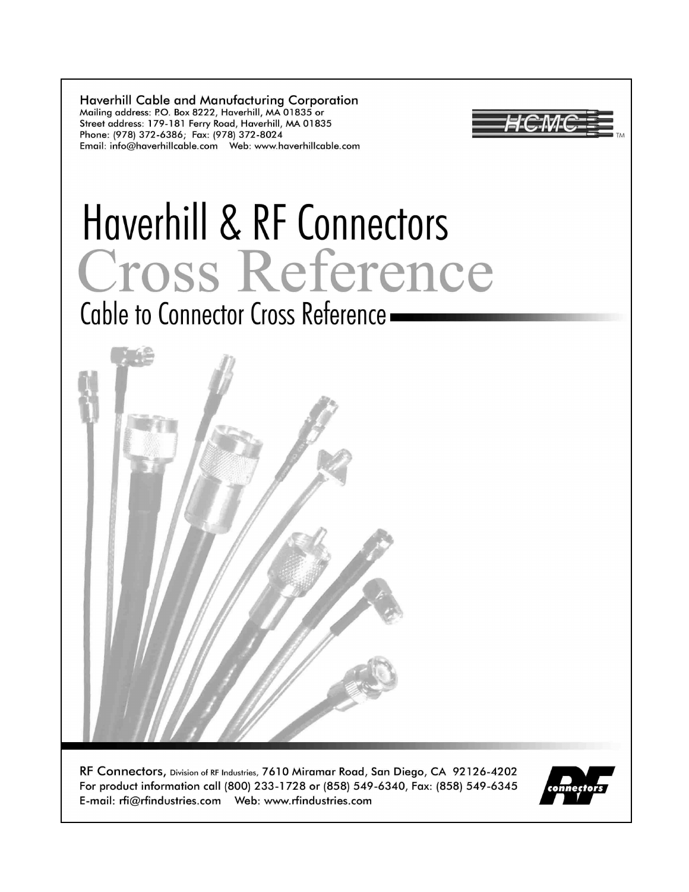**Haverhill Cable and Manufacturing Corporation**
Mailing address: P.O. Box 8222, Haverhill, MA 01835 or
Street address: 179-181 Ferry Road, Haverhill, MA 01835
Phone: (978) 372-6386; Fax: (978) 372-8024
Email: info@haverhillcable.com Web: www.haverhillcable.com

HCMC™

# Haverhill & RF Connectors

# Cross Reference

## Cable to Connector Cross Reference

**RF Connectors,** Division of RF Industries, 7610 Miramar Road, San Diego, CA 92126-4202
For product information call (800) 233-1728 or (858) 549-6340, Fax: (858) 549-6345
E-mail: rfi@rfindustries.com Web: www.rfindustries.com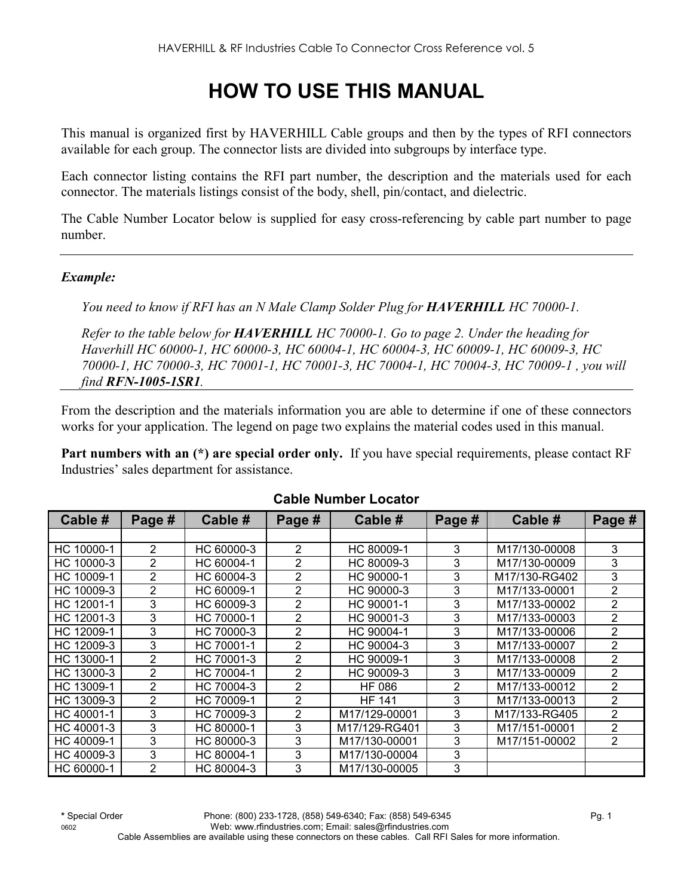# HOW TO USE THIS MANUAL

This manual is organized first by HAVERHILL Cable groups and then by the types of RFI connectors available for each group. The connector lists are divided into subgroups by interface type.

Each connector listing contains the RFI part number, the description and the materials used for each connector. The materials listings consist of the body, shell, pin/contact, and dielectric.

The Cable Number Locator below is supplied for easy cross-referencing by cable part number to page number.

---

***Example:***

*You need to know if RFI has an N Male Clamp Solder Plug for **HAVERHILL** HC 70000-1.*

*Refer to the table below for **HAVERHILL** HC 70000-1. Go to page 2. Under the heading for Haverhill HC 60000-1, HC 60000-3, HC 60004-1, HC 60004-3, HC 60009-1, HC 60009-3, HC 70000-1, HC 70000-3, HC 70001-1, HC 70001-3, HC 70004-1, HC 70004-3, HC 70009-1 , you will find **RFN-1005-1SR1**.*

---

From the description and the materials information you are able to determine if one of these connectors works for your application. The legend on page two explains the material codes used in this manual.

**Part numbers with an (*) are special order only.** If you have special requirements, please contact RF Industries' sales department for assistance.

**Cable Number Locator**

| Cable # | Page # | Cable # | Page # | Cable # | Page # | Cable # | Page # |
|---|---|---|---|---|---|---|---|
| | | | | | | | |
| HC 10000-1 | 2 | HC 60000-3 | 2 | HC 80009-1 | 3 | M17/130-00008 | 3 |
| HC 10000-3 | 2 | HC 60004-1 | 2 | HC 80009-3 | 3 | M17/130-00009 | 3 |
| HC 10009-1 | 2 | HC 60004-3 | 2 | HC 90000-1 | 3 | M17/130-RG402 | 3 |
| HC 10009-3 | 2 | HC 60009-1 | 2 | HC 90000-3 | 3 | M17/133-00001 | 2 |
| HC 12001-1 | 3 | HC 60009-3 | 2 | HC 90001-1 | 3 | M17/133-00002 | 2 |
| HC 12001-3 | 3 | HC 70000-1 | 2 | HC 90001-3 | 3 | M17/133-00003 | 2 |
| HC 12009-1 | 3 | HC 70000-3 | 2 | HC 90004-1 | 3 | M17/133-00006 | 2 |
| HC 12009-3 | 3 | HC 70001-1 | 2 | HC 90004-3 | 3 | M17/133-00007 | 2 |
| HC 13000-1 | 2 | HC 70001-3 | 2 | HC 90009-1 | 3 | M17/133-00008 | 2 |
| HC 13000-3 | 2 | HC 70004-1 | 2 | HC 90009-3 | 3 | M17/133-00009 | 2 |
| HC 13009-1 | 2 | HC 70004-3 | 2 | HF 086 | 2 | M17/133-00012 | 2 |
| HC 13009-3 | 2 | HC 70009-1 | 2 | HF 141 | 3 | M17/133-00013 | 2 |
| HC 40001-1 | 3 | HC 70009-3 | 2 | M17/129-00001 | 3 | M17/133-RG405 | 2 |
| HC 40001-3 | 3 | HC 80000-1 | 3 | M17/129-RG401 | 3 | M17/151-00001 | 2 |
| HC 40009-1 | 3 | HC 80000-3 | 3 | M17/130-00001 | 3 | M17/151-00002 | 2 |
| HC 40009-3 | 3 | HC 80004-1 | 3 | M17/130-00004 | 3 | | |
| HC 60000-1 | 2 | HC 80004-3 | 3 | M17/130-00005 | 3 | | |

**\*** Special Order

Phone: (800) 233-1728, (858) 549-6340; Fax: (858) 549-6345
Web: www.rfindustries.com; Email: sales@rfindustries.com
Cable Assemblies are available using these connectors on these cables. Call RFI Sales for more information.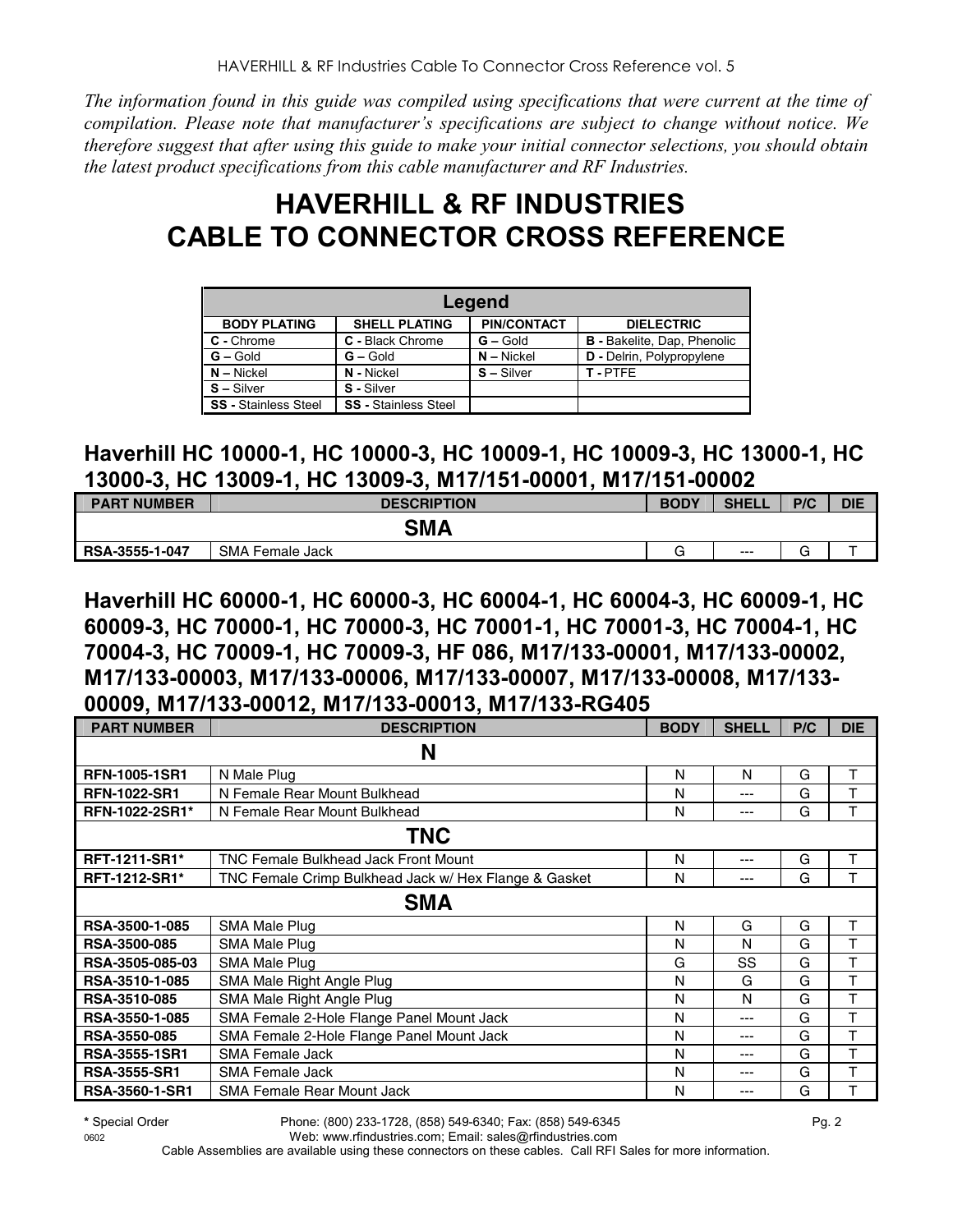*The information found in this guide was compiled using specifications that were current at the time of compilation. Please note that manufacturer's specifications are subject to change without notice. We therefore suggest that after using this guide to make your initial connector selections, you should obtain the latest product specifications from this cable manufacturer and RF Industries.*

# HAVERHILL & RF INDUSTRIES CABLE TO CONNECTOR CROSS REFERENCE

| Legend | | | |
|---|---|---|---|
| **BODY PLATING** | **SHELL PLATING** | **PIN/CONTACT** | **DIELECTRIC** |
| **C -** Chrome | **C -** Black Chrome | **G –** Gold | **B -** Bakelite, Dap, Phenolic |
| **G –** Gold | **G –** Gold | **N –** Nickel | **D -** Delrin, Polypropylene |
| **N –** Nickel | **N -** Nickel | **S –** Silver | **T -** PTFE |
| **S –** Silver | **S -** Silver | | |
| **SS -** Stainless Steel | **SS -** Stainless Steel | | |

## Haverhill HC 10000-1, HC 10000-3, HC 10009-1, HC 10009-3, HC 13000-1, HC 13000-3, HC 13009-1, HC 13009-3, M17/151-00001, M17/151-00002

| PART NUMBER | DESCRIPTION | BODY | SHELL | P/C | DIE |
|---|---|---|---|---|---|
| | **SMA** | | | | |
| **RSA-3555-1-047** | SMA Female Jack | G | --- | G | T |

## Haverhill HC 60000-1, HC 60000-3, HC 60004-1, HC 60004-3, HC 60009-1, HC 60009-3, HC 70000-1, HC 70000-3, HC 70001-1, HC 70001-3, HC 70004-1, HC 70004-3, HC 70009-1, HC 70009-3, HF 086, M17/133-00001, M17/133-00002, M17/133-00003, M17/133-00006, M17/133-00007, M17/133-00008, M17/133-00009, M17/133-00012, M17/133-00013, M17/133-RG405

| PART NUMBER | DESCRIPTION | BODY | SHELL | P/C | DIE |
|---|---|---|---|---|---|
| | **N** | | | | |
| **RFN-1005-1SR1** | N Male Plug | N | N | G | T |
| **RFN-1022-SR1** | N Female Rear Mount Bulkhead | N | --- | G | T |
| **RFN-1022-2SR1*** | N Female Rear Mount Bulkhead | N | --- | G | T |
| | **TNC** | | | | |
| **RFT-1211-SR1*** | TNC Female Bulkhead Jack Front Mount | N | --- | G | T |
| **RFT-1212-SR1*** | TNC Female Crimp Bulkhead Jack w/ Hex Flange & Gasket | N | --- | G | T |
| | **SMA** | | | | |
| **RSA-3500-1-085** | SMA Male Plug | N | G | G | T |
| **RSA-3500-085** | SMA Male Plug | N | N | G | T |
| **RSA-3505-085-03** | SMA Male Plug | G | SS | G | T |
| **RSA-3510-1-085** | SMA Male Right Angle Plug | N | G | G | T |
| **RSA-3510-085** | SMA Male Right Angle Plug | N | N | G | T |
| **RSA-3550-1-085** | SMA Female 2-Hole Flange Panel Mount Jack | N | --- | G | T |
| **RSA-3550-085** | SMA Female 2-Hole Flange Panel Mount Jack | N | --- | G | T |
| **RSA-3555-1SR1** | SMA Female Jack | N | --- | G | T |
| **RSA-3555-SR1** | SMA Female Jack | N | --- | G | T |
| **RSA-3560-1-SR1** | SMA Female Rear Mount Jack | N | --- | G | T |

**\*** Special Order

Phone: (800) 233-1728, (858) 549-6340; Fax: (858) 549-6345
Web: www.rfindustries.com; Email: sales@rfindustries.com
Cable Assemblies are available using these connectors on these cables. Call RFI Sales for more information.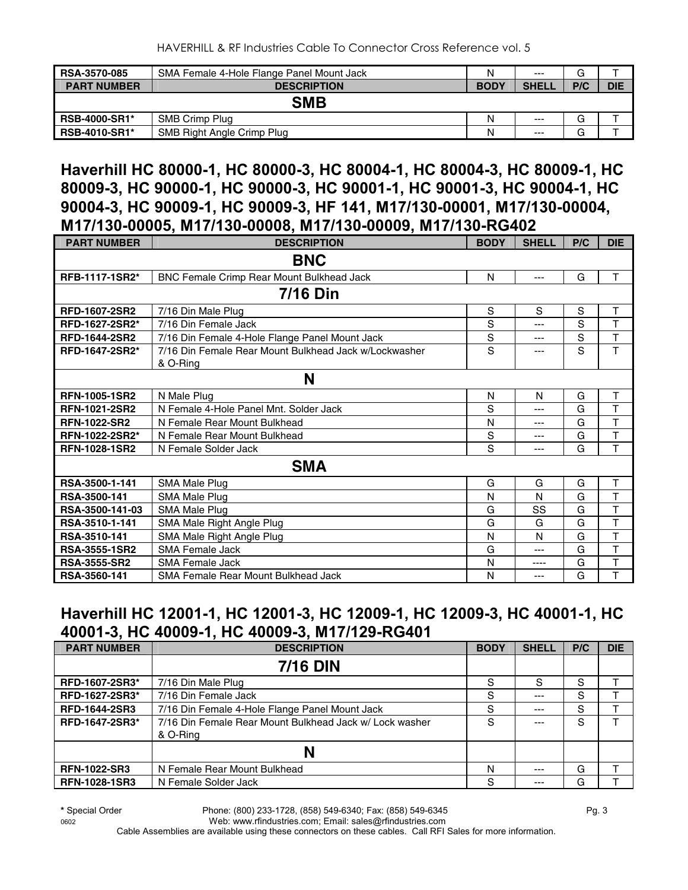| PART NUMBER | DESCRIPTION | BODY | SHELL | P/C | DIE |
|---|---|---|---|---|---|
| RSA-3570-085 | SMA Female 4-Hole Flange Panel Mount Jack | N | --- | G | T |
| | **SMB** | | | | |
| RSB-4000-SR1* | SMB Crimp Plug | N | --- | G | T |
| RSB-4010-SR1* | SMB Right Angle Crimp Plug | N | --- | G | T |

## Haverhill HC 80000-1, HC 80000-3, HC 80004-1, HC 80004-3, HC 80009-1, HC 80009-3, HC 90000-1, HC 90000-3, HC 90001-1, HC 90001-3, HC 90004-1, HC 90004-3, HC 90009-1, HC 90009-3, HF 141, M17/130-00001, M17/130-00004, M17/130-00005, M17/130-00008, M17/130-00009, M17/130-RG402

| PART NUMBER | DESCRIPTION | BODY | SHELL | P/C | DIE |
|---|---|---|---|---|---|
| | **BNC** | | | | |
| RFB-1117-1SR2* | BNC Female Crimp Rear Mount Bulkhead Jack | N | --- | G | T |
| | **7/16 Din** | | | | |
| RFD-1607-2SR2 | 7/16 Din Male Plug | S | S | S | T |
| RFD-1627-2SR2* | 7/16 Din Female Jack | S | --- | S | T |
| RFD-1644-2SR2 | 7/16 Din Female 4-Hole Flange Panel Mount Jack | S | --- | S | T |
| RFD-1647-2SR2* | 7/16 Din Female Rear Mount Bulkhead Jack w/Lockwasher & O-Ring | S | --- | S | T |
| | **N** | | | | |
| RFN-1005-1SR2 | N Male Plug | N | N | G | T |
| RFN-1021-2SR2 | N Female 4-Hole Panel Mnt. Solder Jack | S | --- | G | T |
| RFN-1022-SR2 | N Female Rear Mount Bulkhead | N | --- | G | T |
| RFN-1022-2SR2* | N Female Rear Mount Bulkhead | S | --- | G | T |
| RFN-1028-1SR2 | N Female Solder Jack | S | --- | G | T |
| | **SMA** | | | | |
| RSA-3500-1-141 | SMA Male Plug | G | G | G | T |
| RSA-3500-141 | SMA Male Plug | N | N | G | T |
| RSA-3500-141-03 | SMA Male Plug | G | SS | G | T |
| RSA-3510-1-141 | SMA Male Right Angle Plug | G | G | G | T |
| RSA-3510-141 | SMA Male Right Angle Plug | N | N | G | T |
| RSA-3555-1SR2 | SMA Female Jack | G | --- | G | T |
| RSA-3555-SR2 | SMA Female Jack | N | ---- | G | T |
| RSA-3560-141 | SMA Female Rear Mount Bulkhead Jack | N | --- | G | T |

## Haverhill HC 12001-1, HC 12001-3, HC 12009-1, HC 12009-3, HC 40001-1, HC 40001-3, HC 40009-1, HC 40009-3, M17/129-RG401

| PART NUMBER | DESCRIPTION | BODY | SHELL | P/C | DIE |
|---|---|---|---|---|---|
| | **7/16 DIN** | | | | |
| RFD-1607-2SR3* | 7/16 Din Male Plug | S | S | S | T |
| RFD-1627-2SR3* | 7/16 Din Female Jack | S | --- | S | T |
| RFD-1644-2SR3 | 7/16 Din Female 4-Hole Flange Panel Mount Jack | S | --- | S | T |
| RFD-1647-2SR3* | 7/16 Din Female Rear Mount Bulkhead Jack w/ Lock washer & O-Ring | S | --- | S | T |
| | **N** | | | | |
| RFN-1022-SR3 | N Female Rear Mount Bulkhead | N | --- | G | T |
| RFN-1028-1SR3 | N Female Solder Jack | S | --- | G | T |

\* Special Order Phone: (800) 233-1728, (858) 549-6340; Fax: (858) 549-6345
Web: www.rfindustries.com; Email: sales@rfindustries.com
Cable Assemblies are available using these connectors on these cables. Call RFI Sales for more information.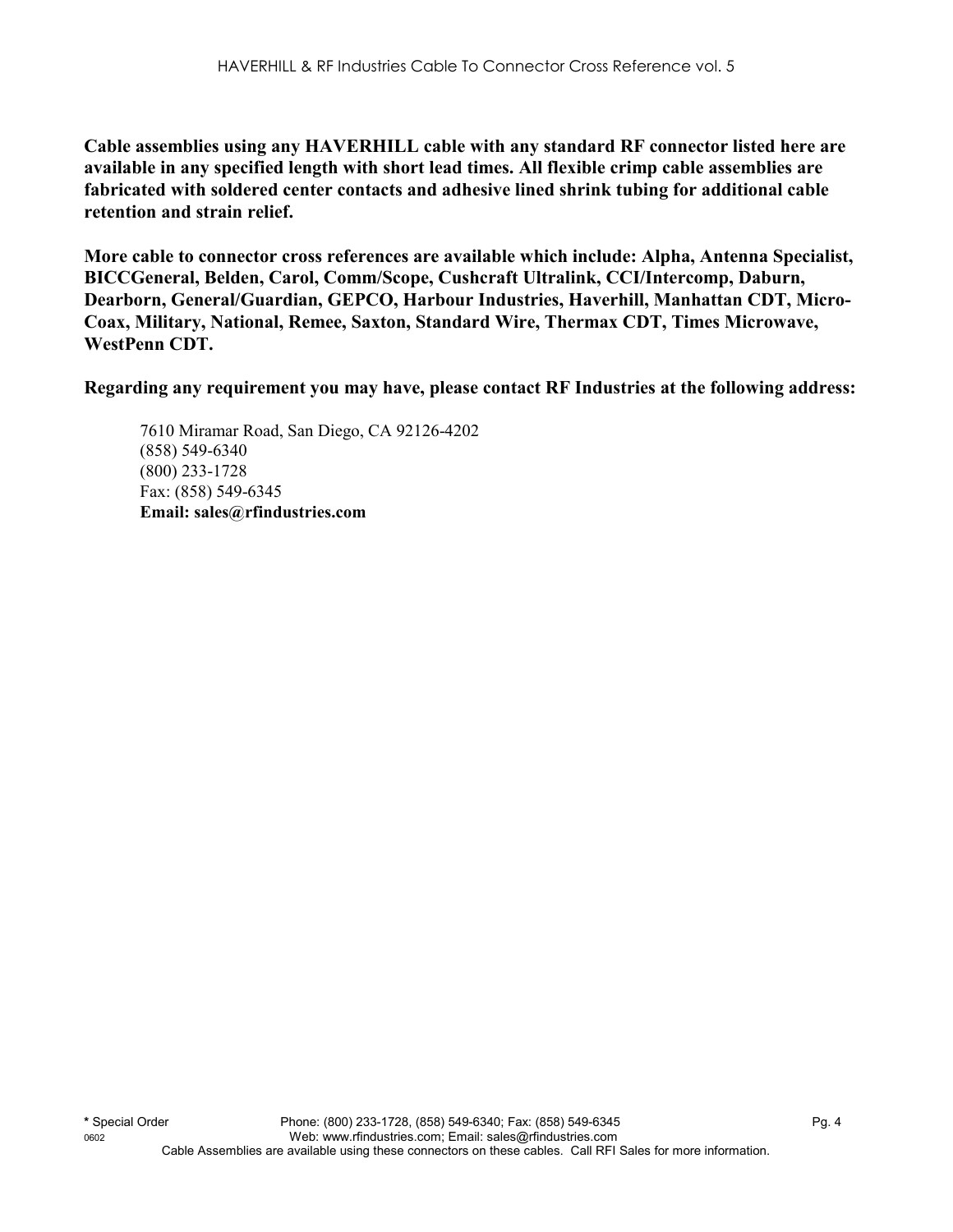**Cable assemblies using any HAVERHILL cable with any standard RF connector listed here are available in any specified length with short lead times. All flexible crimp cable assemblies are fabricated with soldered center contacts and adhesive lined shrink tubing for additional cable retention and strain relief.**

**More cable to connector cross references are available which include: Alpha, Antenna Specialist, BICCGeneral, Belden, Carol, Comm/Scope, Cushcraft Ultralink, CCI/Intercomp, Daburn, Dearborn, General/Guardian, GEPCO, Harbour Industries, Haverhill, Manhattan CDT, Micro-Coax, Military, National, Remee, Saxton, Standard Wire, Thermax CDT, Times Microwave, WestPenn CDT.**

**Regarding any requirement you may have, please contact RF Industries at the following address:**

7610 Miramar Road, San Diego, CA 92126-4202
(858) 549-6340
(800) 233-1728
Fax: (858) 549-6345
**Email: sales@rfindustries.com**